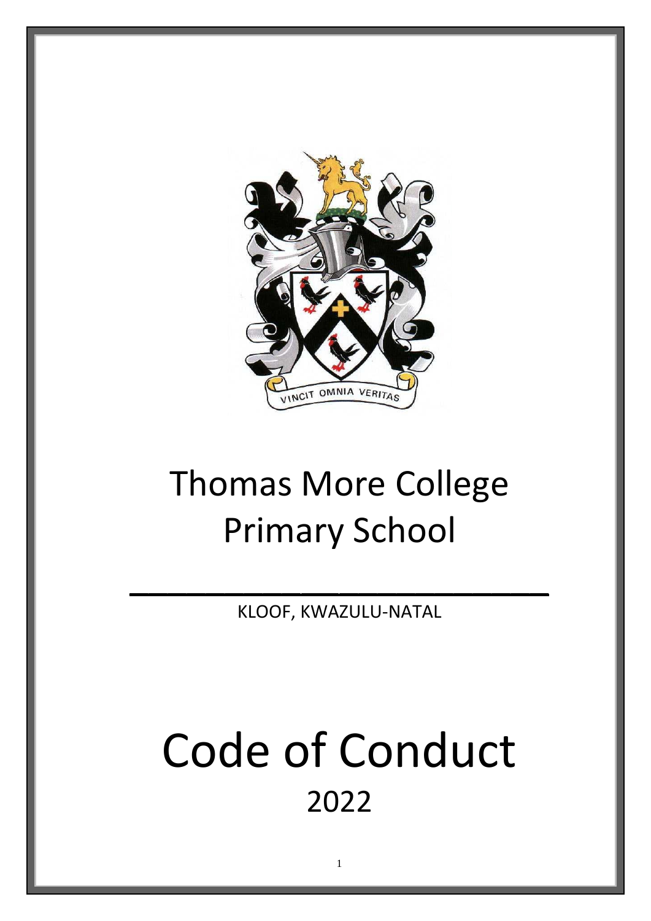VINCIT OMNIA VERITAS

# Thomas More College Primary School

KLOOF, KWAZULU-NATAL

# Code of Conduct

## 2022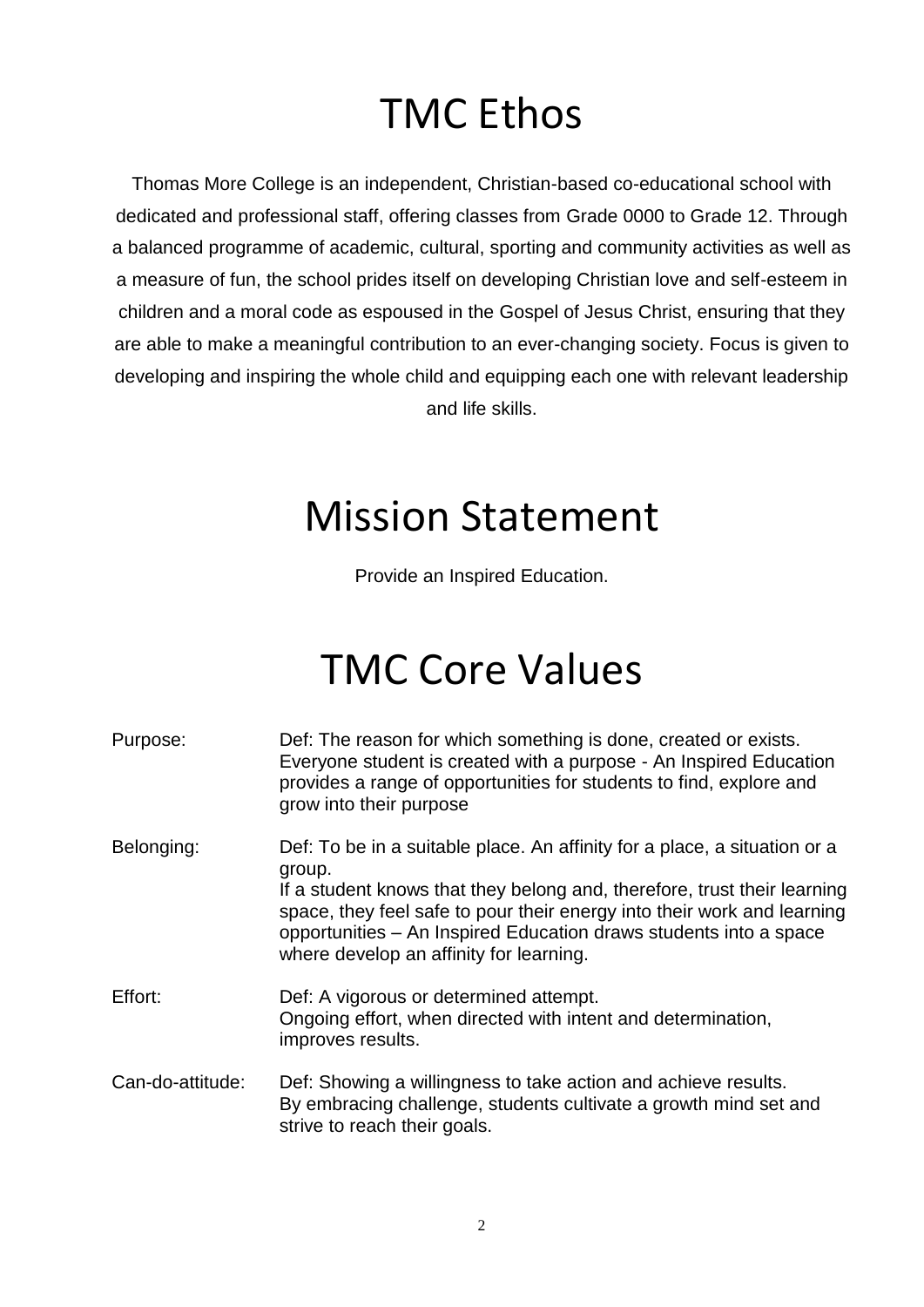# TMC Ethos

Thomas More College is an independent, Christian-based co-educational school with dedicated and professional staff, offering classes from Grade 0000 to Grade 12. Through a balanced programme of academic, cultural, sporting and community activities as well as a measure of fun, the school prides itself on developing Christian love and self-esteem in children and a moral code as espoused in the Gospel of Jesus Christ, ensuring that they are able to make a meaningful contribution to an ever-changing society. Focus is given to developing and inspiring the whole child and equipping each one with relevant leadership and life skills.

# Mission Statement

Provide an Inspired Education.

# TMC Core Values

**Purpose:** Def: The reason for which something is done, created or exists.
Everyone student is created with a purpose - An Inspired Education provides a range of opportunities for students to find, explore and grow into their purpose

**Belonging:** Def: To be in a suitable place. An affinity for a place, a situation or a group.
If a student knows that they belong and, therefore, trust their learning space, they feel safe to pour their energy into their work and learning opportunities – An Inspired Education draws students into a space where develop an affinity for learning.

**Effort:** Def: A vigorous or determined attempt.
Ongoing effort, when directed with intent and determination, improves results.

**Can-do-attitude:** Def: Showing a willingness to take action and achieve results.
By embracing challenge, students cultivate a growth mind set and strive to reach their goals.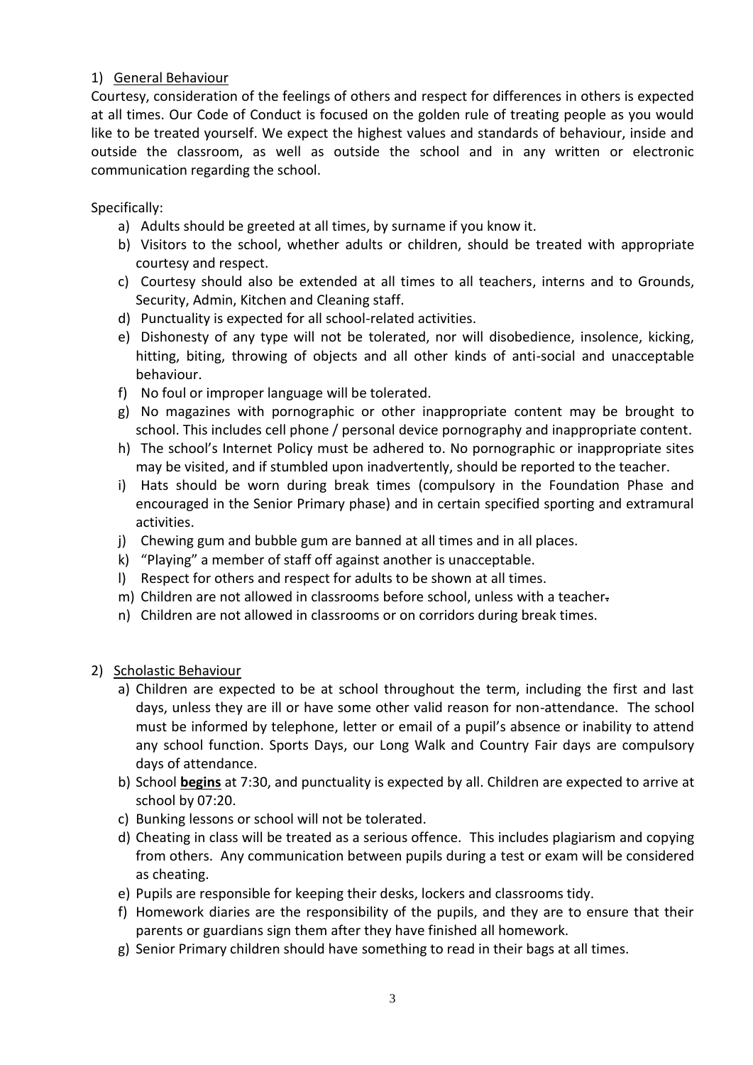1) <u>General Behaviour</u>

Courtesy, consideration of the feelings of others and respect for differences in others is expected at all times. Our Code of Conduct is focused on the golden rule of treating people as you would like to be treated yourself. We expect the highest values and standards of behaviour, inside and outside the classroom, as well as outside the school and in any written or electronic communication regarding the school.

Specifically:

a) Adults should be greeted at all times, by surname if you know it.
b) Visitors to the school, whether adults or children, should be treated with appropriate courtesy and respect.
c) Courtesy should also be extended at all times to all teachers, interns and to Grounds, Security, Admin, Kitchen and Cleaning staff.
d) Punctuality is expected for all school-related activities.
e) Dishonesty of any type will not be tolerated, nor will disobedience, insolence, kicking, hitting, biting, throwing of objects and all other kinds of anti-social and unacceptable behaviour.
f) No foul or improper language will be tolerated.
g) No magazines with pornographic or other inappropriate content may be brought to school. This includes cell phone / personal device pornography and inappropriate content.
h) The school's Internet Policy must be adhered to. No pornographic or inappropriate sites may be visited, and if stumbled upon inadvertently, should be reported to the teacher.
i) Hats should be worn during break times (compulsory in the Foundation Phase and encouraged in the Senior Primary phase) and in certain specified sporting and extramural activities.
j) Chewing gum and bubble gum are banned at all times and in all places.
k) "Playing" a member of staff off against another is unacceptable.
l) Respect for others and respect for adults to be shown at all times.
m) Children are not allowed in classrooms before school, unless with a teacher.
n) Children are not allowed in classrooms or on corridors during break times.

2) <u>Scholastic Behaviour</u>

a) Children are expected to be at school throughout the term, including the first and last days, unless they are ill or have some other valid reason for non-attendance. The school must be informed by telephone, letter or email of a pupil's absence or inability to attend any school function. Sports Days, our Long Walk and Country Fair days are compulsory days of attendance.
b) School **<u>begins</u>** at 7:30, and punctuality is expected by all. Children are expected to arrive at school by 07:20.
c) Bunking lessons or school will not be tolerated.
d) Cheating in class will be treated as a serious offence. This includes plagiarism and copying from others. Any communication between pupils during a test or exam will be considered as cheating.
e) Pupils are responsible for keeping their desks, lockers and classrooms tidy.
f) Homework diaries are the responsibility of the pupils, and they are to ensure that their parents or guardians sign them after they have finished all homework.
g) Senior Primary children should have something to read in their bags at all times.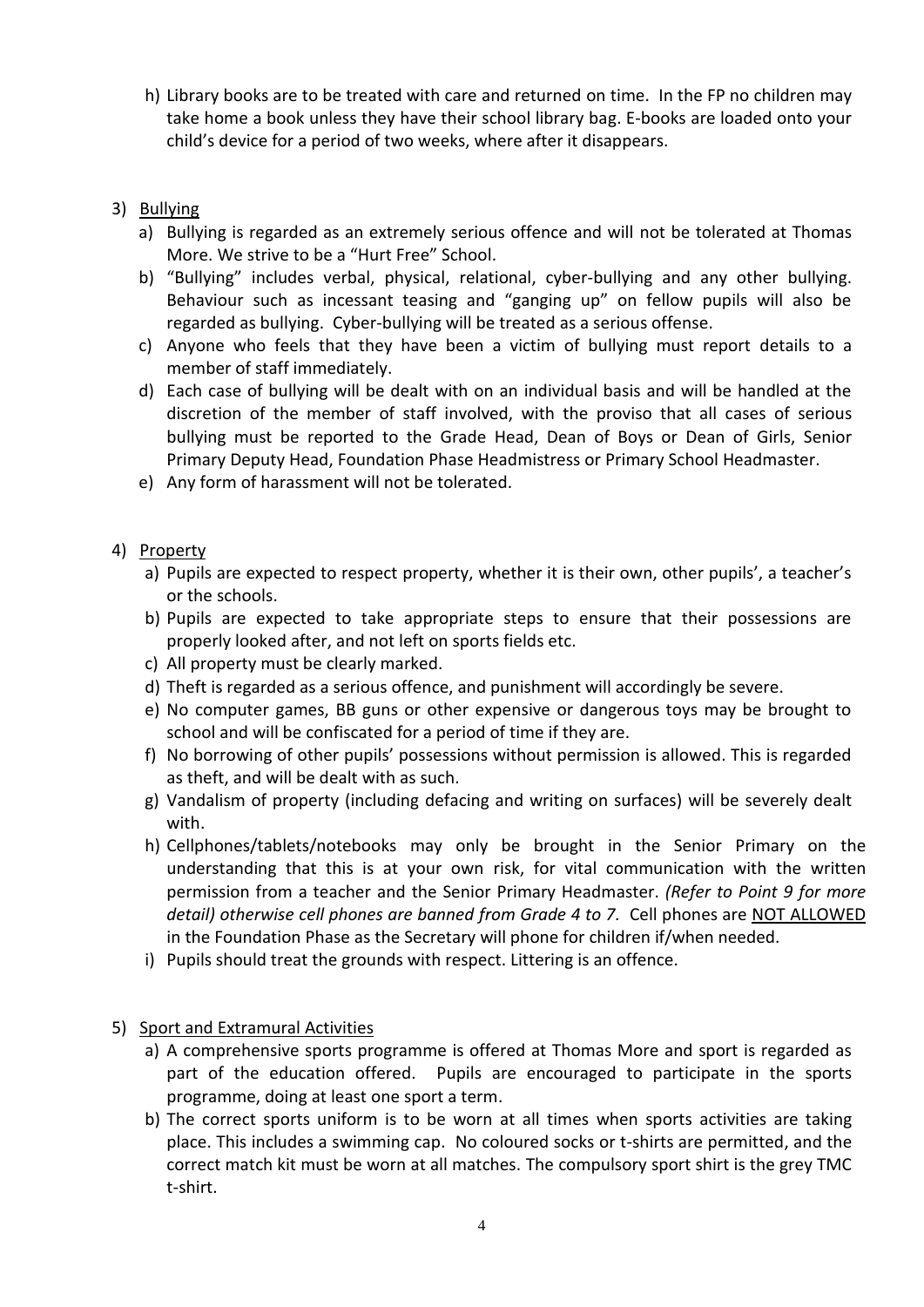h) Library books are to be treated with care and returned on time. In the FP no children may take home a book unless they have their school library bag. E-books are loaded onto your child's device for a period of two weeks, where after it disappears.

3) <u>Bullying</u>
   a) Bullying is regarded as an extremely serious offence and will not be tolerated at Thomas More. We strive to be a "Hurt Free" School.
   b) "Bullying" includes verbal, physical, relational, cyber-bullying and any other bullying. Behaviour such as incessant teasing and "ganging up" on fellow pupils will also be regarded as bullying. Cyber-bullying will be treated as a serious offense.
   c) Anyone who feels that they have been a victim of bullying must report details to a member of staff immediately.
   d) Each case of bullying will be dealt with on an individual basis and will be handled at the discretion of the member of staff involved, with the proviso that all cases of serious bullying must be reported to the Grade Head, Dean of Boys or Dean of Girls, Senior Primary Deputy Head, Foundation Phase Headmistress or Primary School Headmaster.
   e) Any form of harassment will not be tolerated.

4) <u>Property</u>
   a) Pupils are expected to respect property, whether it is their own, other pupils', a teacher's or the schools.
   b) Pupils are expected to take appropriate steps to ensure that their possessions are properly looked after, and not left on sports fields etc.
   c) All property must be clearly marked.
   d) Theft is regarded as a serious offence, and punishment will accordingly be severe.
   e) No computer games, BB guns or other expensive or dangerous toys may be brought to school and will be confiscated for a period of time if they are.
   f) No borrowing of other pupils' possessions without permission is allowed. This is regarded as theft, and will be dealt with as such.
   g) Vandalism of property (including defacing and writing on surfaces) will be severely dealt with.
   h) Cellphones/tablets/notebooks may only be brought in the Senior Primary on the understanding that this is at your own risk, for vital communication with the written permission from a teacher and the Senior Primary Headmaster. *(Refer to Point 9 for more detail) otherwise cell phones are banned from Grade 4 to 7.* Cell phones are <u>NOT ALLOWED</u> in the Foundation Phase as the Secretary will phone for children if/when needed.
   i) Pupils should treat the grounds with respect. Littering is an offence.

5) <u>Sport and Extramural Activities</u>
   a) A comprehensive sports programme is offered at Thomas More and sport is regarded as part of the education offered. Pupils are encouraged to participate in the sports programme, doing at least one sport a term.
   b) The correct sports uniform is to be worn at all times when sports activities are taking place. This includes a swimming cap. No coloured socks or t-shirts are permitted, and the correct match kit must be worn at all matches. The compulsory sport shirt is the grey TMC t-shirt.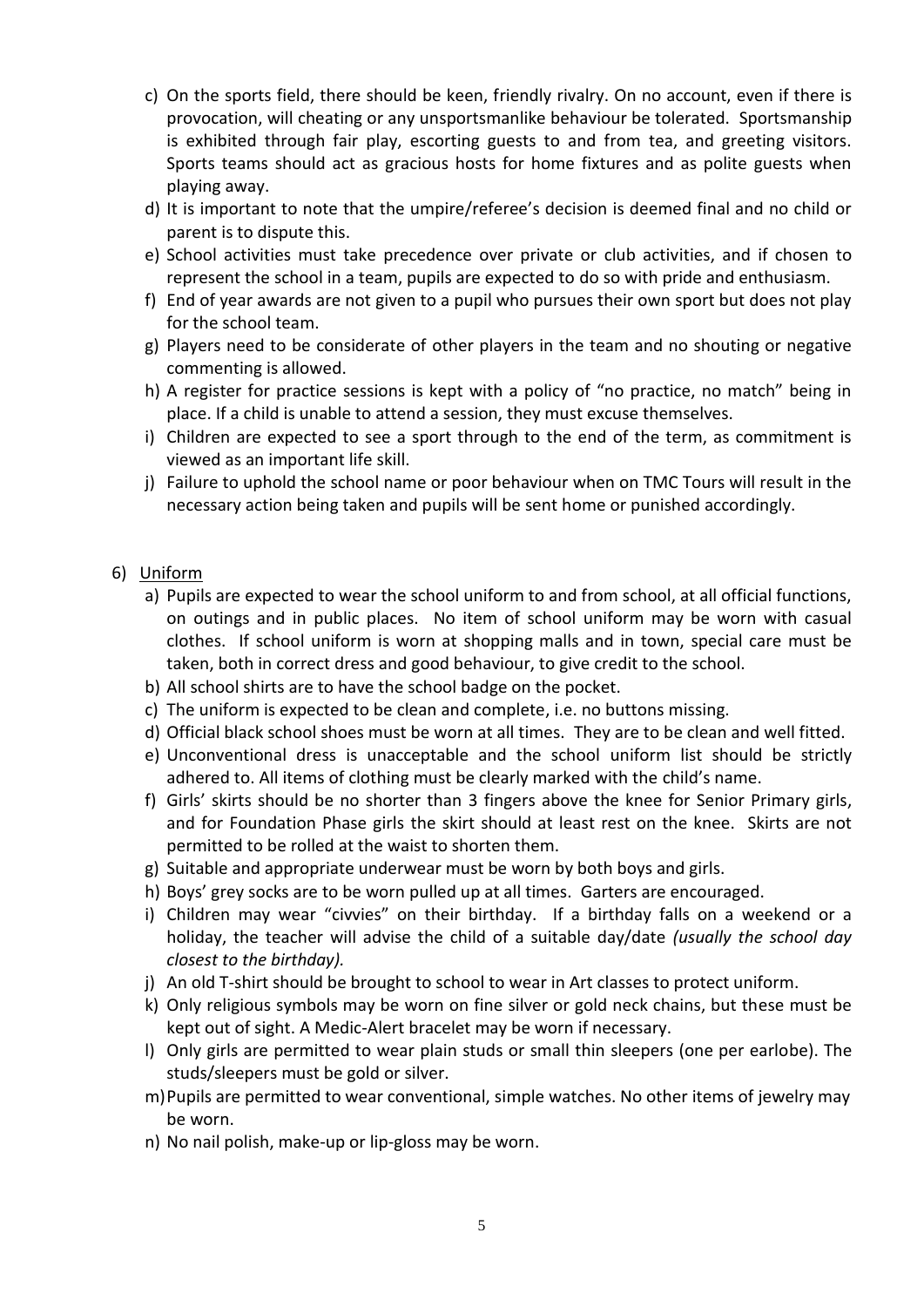c) On the sports field, there should be keen, friendly rivalry. On no account, even if there is provocation, will cheating or any unsportsmanlike behaviour be tolerated. Sportsmanship is exhibited through fair play, escorting guests to and from tea, and greeting visitors. Sports teams should act as gracious hosts for home fixtures and as polite guests when playing away.

d) It is important to note that the umpire/referee's decision is deemed final and no child or parent is to dispute this.

e) School activities must take precedence over private or club activities, and if chosen to represent the school in a team, pupils are expected to do so with pride and enthusiasm.

f) End of year awards are not given to a pupil who pursues their own sport but does not play for the school team.

g) Players need to be considerate of other players in the team and no shouting or negative commenting is allowed.

h) A register for practice sessions is kept with a policy of "no practice, no match" being in place. If a child is unable to attend a session, they must excuse themselves.

i) Children are expected to see a sport through to the end of the term, as commitment is viewed as an important life skill.

j) Failure to uphold the school name or poor behaviour when on TMC Tours will result in the necessary action being taken and pupils will be sent home or punished accordingly.

6) <u>Uniform</u>

a) Pupils are expected to wear the school uniform to and from school, at all official functions, on outings and in public places. No item of school uniform may be worn with casual clothes. If school uniform is worn at shopping malls and in town, special care must be taken, both in correct dress and good behaviour, to give credit to the school.

b) All school shirts are to have the school badge on the pocket.

c) The uniform is expected to be clean and complete, i.e. no buttons missing.

d) Official black school shoes must be worn at all times. They are to be clean and well fitted.

e) Unconventional dress is unacceptable and the school uniform list should be strictly adhered to. All items of clothing must be clearly marked with the child's name.

f) Girls' skirts should be no shorter than 3 fingers above the knee for Senior Primary girls, and for Foundation Phase girls the skirt should at least rest on the knee. Skirts are not permitted to be rolled at the waist to shorten them.

g) Suitable and appropriate underwear must be worn by both boys and girls.

h) Boys' grey socks are to be worn pulled up at all times. Garters are encouraged.

i) Children may wear "civvies" on their birthday. If a birthday falls on a weekend or a holiday, the teacher will advise the child of a suitable day/date *(usually the school day closest to the birthday).*

j) An old T-shirt should be brought to school to wear in Art classes to protect uniform.

k) Only religious symbols may be worn on fine silver or gold neck chains, but these must be kept out of sight. A Medic-Alert bracelet may be worn if necessary.

l) Only girls are permitted to wear plain studs or small thin sleepers (one per earlobe). The studs/sleepers must be gold or silver.

m) Pupils are permitted to wear conventional, simple watches. No other items of jewelry may be worn.

n) No nail polish, make-up or lip-gloss may be worn.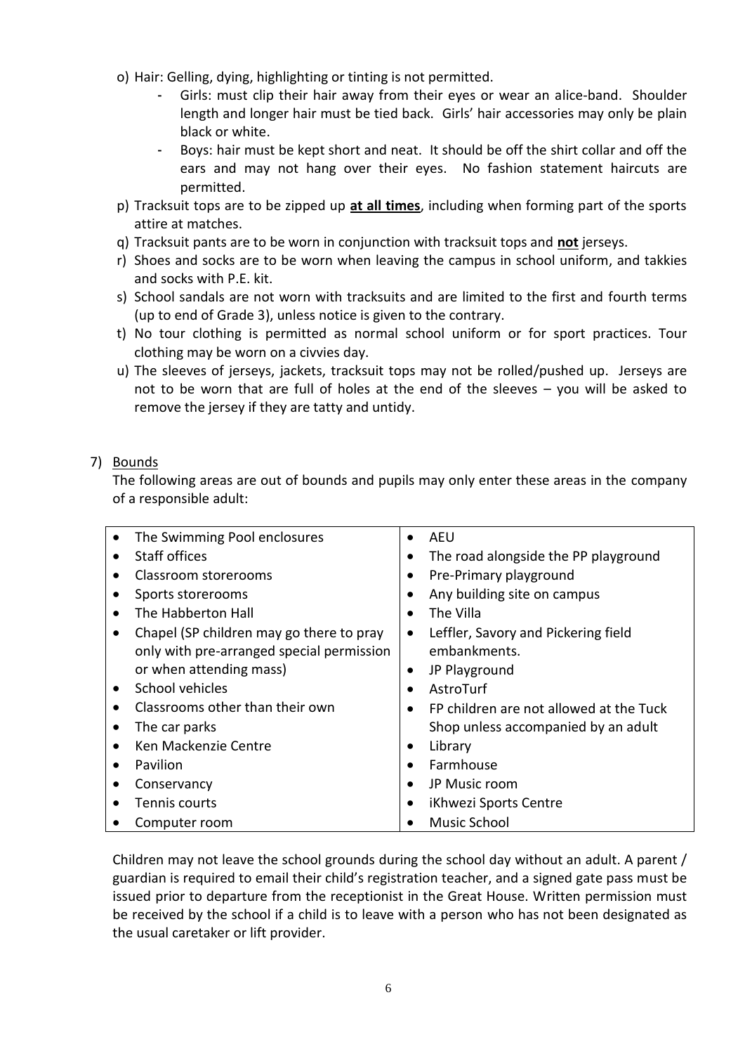o) Hair: Gelling, dying, highlighting or tinting is not permitted.
   - Girls: must clip their hair away from their eyes or wear an alice-band. Shoulder length and longer hair must be tied back. Girls' hair accessories may only be plain black or white.
   - Boys: hair must be kept short and neat. It should be off the shirt collar and off the ears and may not hang over their eyes. No fashion statement haircuts are permitted.

p) Tracksuit tops are to be zipped up **<u>at all times</u>**, including when forming part of the sports attire at matches.

q) Tracksuit pants are to be worn in conjunction with tracksuit tops and **<u>not</u>** jerseys.

r) Shoes and socks are to be worn when leaving the campus in school uniform, and takkies and socks with P.E. kit.

s) School sandals are not worn with tracksuits and are limited to the first and fourth terms (up to end of Grade 3), unless notice is given to the contrary.

t) No tour clothing is permitted as normal school uniform or for sport practices. Tour clothing may be worn on a civvies day.

u) The sleeves of jerseys, jackets, tracksuit tops may not be rolled/pushed up. Jerseys are not to be worn that are full of holes at the end of the sleeves – you will be asked to remove the jersey if they are tatty and untidy.

7) <u>Bounds</u>

The following areas are out of bounds and pupils may only enter these areas in the company of a responsible adult:

| | |
|---|---|
| • The Swimming Pool enclosures<br>• Staff offices<br>• Classroom storerooms<br>• Sports storerooms<br>• The Habberton Hall<br>• Chapel (SP children may go there to pray only with pre-arranged special permission or when attending mass)<br>• School vehicles<br>• Classrooms other than their own<br>• The car parks<br>• Ken Mackenzie Centre<br>• Pavilion<br>• Conservancy<br>• Tennis courts<br>• Computer room | • AEU<br>• The road alongside the PP playground<br>• Pre-Primary playground<br>• Any building site on campus<br>• The Villa<br>• Leffler, Savory and Pickering field embankments.<br>• JP Playground<br>• AstroTurf<br>• FP children are not allowed at the Tuck Shop unless accompanied by an adult<br>• Library<br>• Farmhouse<br>• JP Music room<br>• iKhwezi Sports Centre<br>• Music School |

Children may not leave the school grounds during the school day without an adult. A parent / guardian is required to email their child's registration teacher, and a signed gate pass must be issued prior to departure from the receptionist in the Great House. Written permission must be received by the school if a child is to leave with a person who has not been designated as the usual caretaker or lift provider.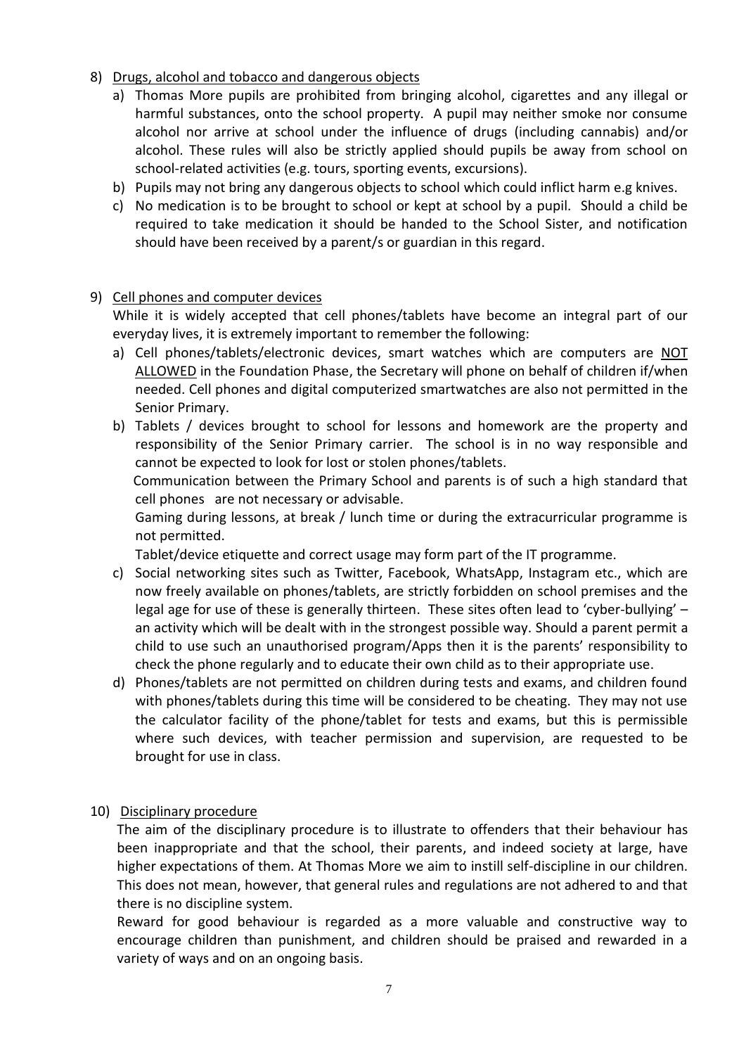8) <u>Drugs, alcohol and tobacco and dangerous objects</u>
   a) Thomas More pupils are prohibited from bringing alcohol, cigarettes and any illegal or harmful substances, onto the school property. A pupil may neither smoke nor consume alcohol nor arrive at school under the influence of drugs (including cannabis) and/or alcohol. These rules will also be strictly applied should pupils be away from school on school-related activities (e.g. tours, sporting events, excursions).
   b) Pupils may not bring any dangerous objects to school which could inflict harm e.g knives.
   c) No medication is to be brought to school or kept at school by a pupil. Should a child be required to take medication it should be handed to the School Sister, and notification should have been received by a parent/s or guardian in this regard.

9) <u>Cell phones and computer devices</u>

   While it is widely accepted that cell phones/tablets have become an integral part of our everyday lives, it is extremely important to remember the following:
   a) Cell phones/tablets/electronic devices, smart watches which are computers are <u>NOT ALLOWED</u> in the Foundation Phase, the Secretary will phone on behalf of children if/when needed. Cell phones and digital computerized smartwatches are also not permitted in the Senior Primary.
   b) Tablets / devices brought to school for lessons and homework are the property and responsibility of the Senior Primary carrier. The school is in no way responsible and cannot be expected to look for lost or stolen phones/tablets.
      Communication between the Primary School and parents is of such a high standard that cell phones are not necessary or advisable.
      Gaming during lessons, at break / lunch time or during the extracurricular programme is not permitted.
      Tablet/device etiquette and correct usage may form part of the IT programme.
   c) Social networking sites such as Twitter, Facebook, WhatsApp, Instagram etc., which are now freely available on phones/tablets, are strictly forbidden on school premises and the legal age for use of these is generally thirteen. These sites often lead to 'cyber-bullying' – an activity which will be dealt with in the strongest possible way. Should a parent permit a child to use such an unauthorised program/Apps then it is the parents' responsibility to check the phone regularly and to educate their own child as to their appropriate use.
   d) Phones/tablets are not permitted on children during tests and exams, and children found with phones/tablets during this time will be considered to be cheating. They may not use the calculator facility of the phone/tablet for tests and exams, but this is permissible where such devices, with teacher permission and supervision, are requested to be brought for use in class.

10) <u>Disciplinary procedure</u>

    The aim of the disciplinary procedure is to illustrate to offenders that their behaviour has been inappropriate and that the school, their parents, and indeed society at large, have higher expectations of them. At Thomas More we aim to instill self-discipline in our children. This does not mean, however, that general rules and regulations are not adhered to and that there is no discipline system.

    Reward for good behaviour is regarded as a more valuable and constructive way to encourage children than punishment, and children should be praised and rewarded in a variety of ways and on an ongoing basis.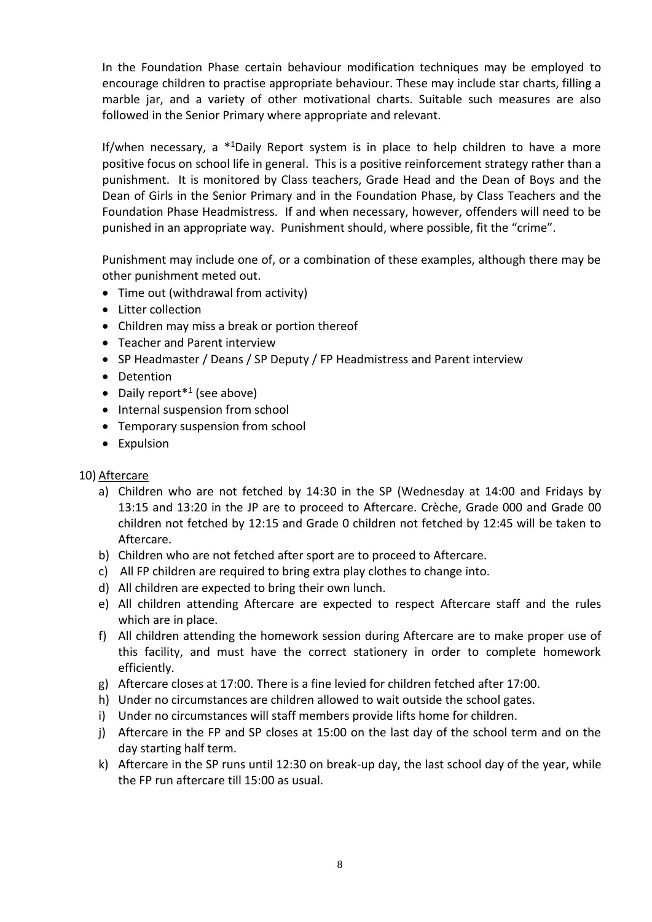In the Foundation Phase certain behaviour modification techniques may be employed to encourage children to practise appropriate behaviour. These may include star charts, filling a marble jar, and a variety of other motivational charts. Suitable such measures are also followed in the Senior Primary where appropriate and relevant.

If/when necessary, a *[1]Daily Report system is in place to help children to have a more positive focus on school life in general. This is a positive reinforcement strategy rather than a punishment. It is monitored by Class teachers, Grade Head and the Dean of Boys and the Dean of Girls in the Senior Primary and in the Foundation Phase, by Class Teachers and the Foundation Phase Headmistress. If and when necessary, however, offenders will need to be punished in an appropriate way. Punishment should, where possible, fit the "crime".

Punishment may include one of, or a combination of these examples, although there may be other punishment meted out.

- Time out (withdrawal from activity)
- Litter collection
- Children may miss a break or portion thereof
- Teacher and Parent interview
- SP Headmaster / Deans / SP Deputy / FP Headmistress and Parent interview
- Detention
- Daily report*[1] (see above)
- Internal suspension from school
- Temporary suspension from school
- Expulsion

10) Aftercare

a) Children who are not fetched by 14:30 in the SP (Wednesday at 14:00 and Fridays by 13:15 and 13:20 in the JP are to proceed to Aftercare. Crèche, Grade 000 and Grade 00 children not fetched by 12:15 and Grade 0 children not fetched by 12:45 will be taken to Aftercare.
b) Children who are not fetched after sport are to proceed to Aftercare.
c) All FP children are required to bring extra play clothes to change into.
d) All children are expected to bring their own lunch.
e) All children attending Aftercare are expected to respect Aftercare staff and the rules which are in place.
f) All children attending the homework session during Aftercare are to make proper use of this facility, and must have the correct stationery in order to complete homework efficiently.
g) Aftercare closes at 17:00. There is a fine levied for children fetched after 17:00.
h) Under no circumstances are children allowed to wait outside the school gates.
i) Under no circumstances will staff members provide lifts home for children.
j) Aftercare in the FP and SP closes at 15:00 on the last day of the school term and on the day starting half term.
k) Aftercare in the SP runs until 12:30 on break-up day, the last school day of the year, while the FP run aftercare till 15:00 as usual.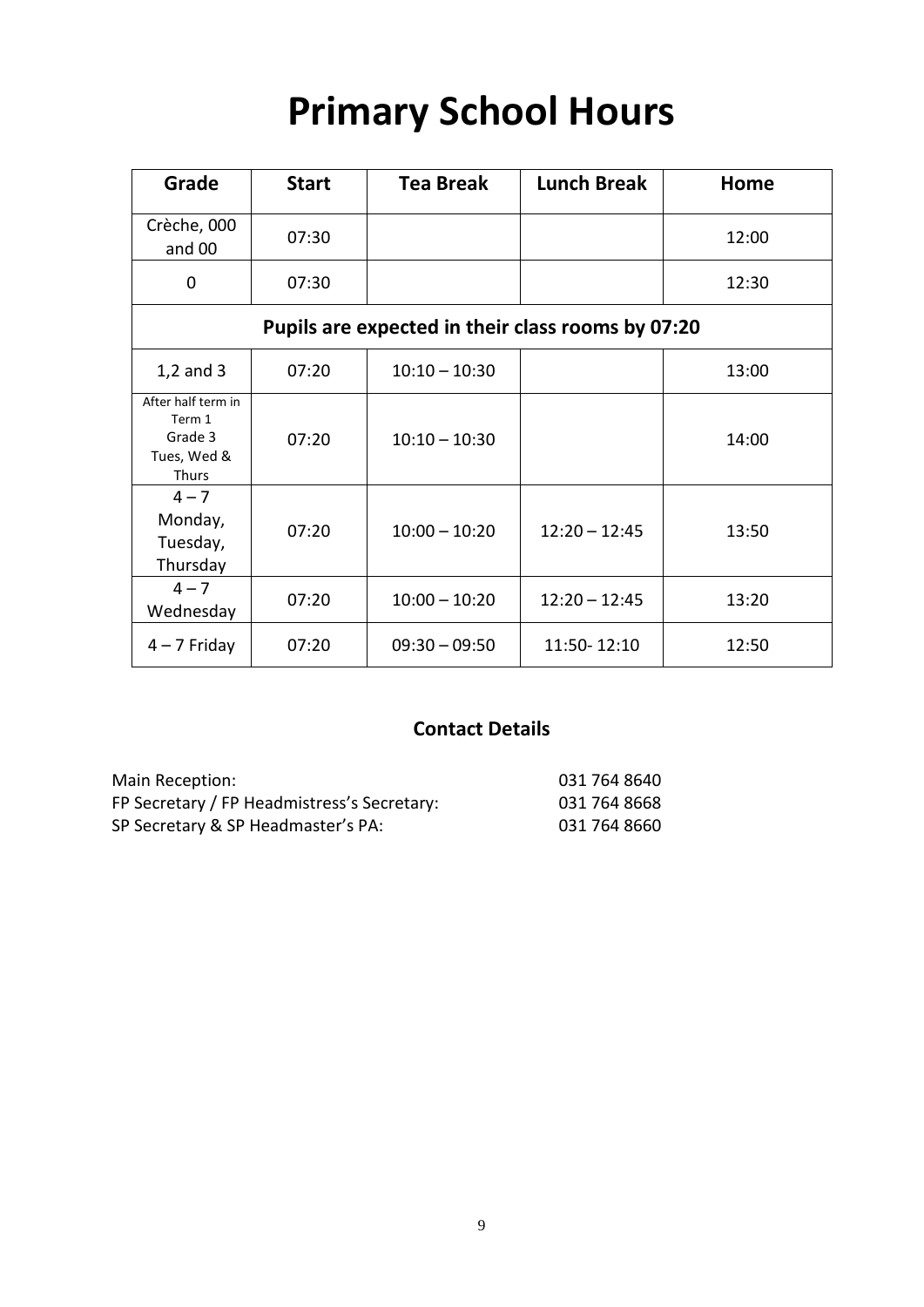# Primary School Hours

| Grade | Start | Tea Break | Lunch Break | Home |
| --- | --- | --- | --- | --- |
| Crèche, 000 and 00 | 07:30 | | | 12:00 |
| 0 | 07:30 | | | 12:30 |
| **Pupils are expected in their class rooms by 07:20** | | | | |
| 1,2 and 3 | 07:20 | 10:10 – 10:30 | | 13:00 |
| After half term in Term 1 Grade 3 Tues, Wed & Thurs | 07:20 | 10:10 – 10:30 | | 14:00 |
| 4 – 7 Monday, Tuesday, Thursday | 07:20 | 10:00 – 10:20 | 12:20 – 12:45 | 13:50 |
| 4 – 7 Wednesday | 07:20 | 10:00 – 10:20 | 12:20 – 12:45 | 13:20 |
| 4 – 7 Friday | 07:20 | 09:30 – 09:50 | 11:50- 12:10 | 12:50 |

### Contact Details

| | |
| --- | --- |
| Main Reception: | 031 764 8640 |
| FP Secretary / FP Headmistress's Secretary: | 031 764 8668 |
| SP Secretary & SP Headmaster's PA: | 031 764 8660 |